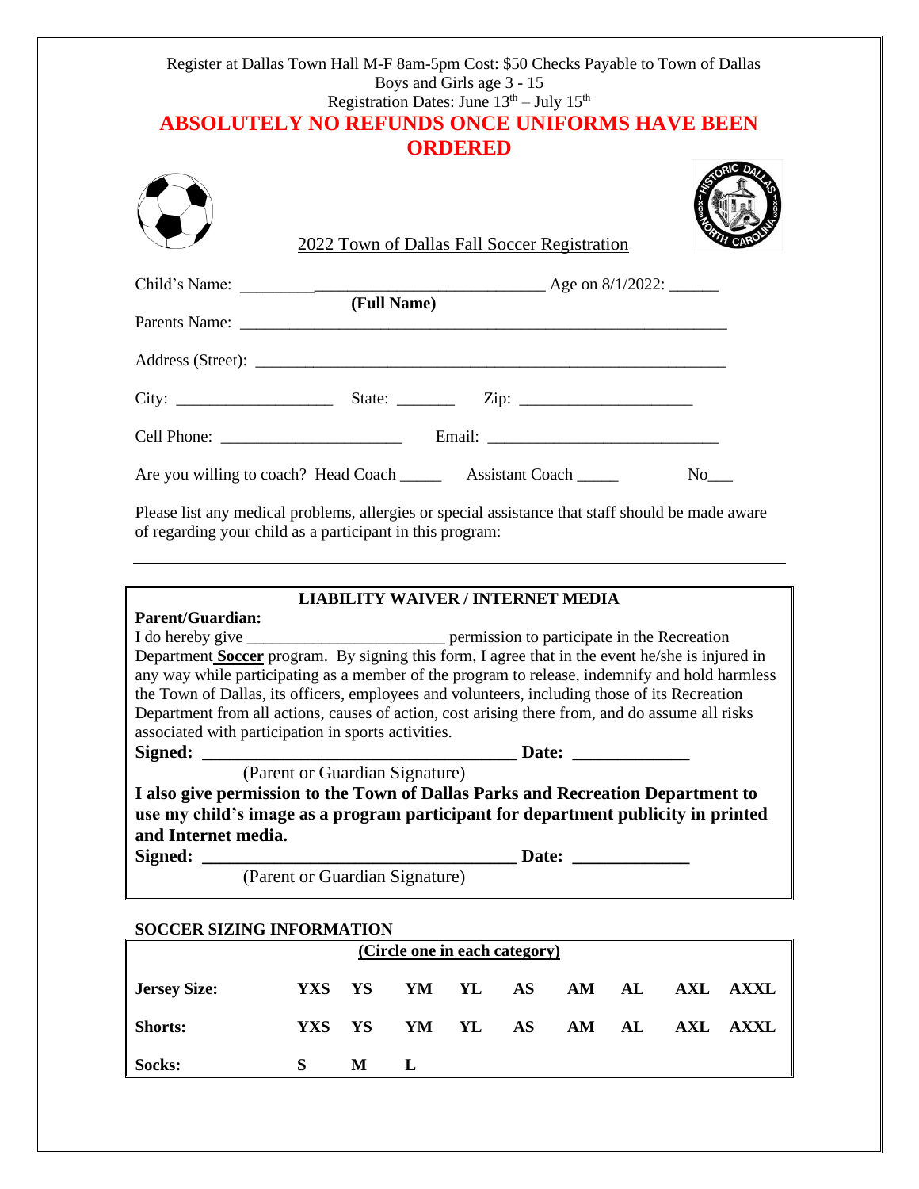Register at Dallas Town Hall M-F 8am-5pm Cost: $50 Checks Payable to Town of Dallas
Boys and Girls age 3 - 15
Registration Dates: June 13th – July 15th

# ABSOLUTELY NO REFUNDS ONCE UNIFORMS HAVE BEEN ORDERED

## 2022 Town of Dallas Fall Soccer Registration

Child's Name: ______________________________________ Age on 8/1/2022: ______
(Full Name)

Parents Name: ______________________________________________________________

Address (Street): ____________________________________________________________

City: ___________________ State: _______ Zip: ____________________

Cell Phone: _____________________ Email: ____________________________

Are you willing to coach? Head Coach _____ Assistant Coach _____ No___

Please list any medical problems, allergies or special assistance that staff should be made aware of regarding your child as a participant in this program:

___________________________________________________________________________

### LIABILITY WAIVER / INTERNET MEDIA

**Parent/Guardian:**

I do hereby give _______________________ permission to participate in the Recreation Department **Soccer** program. By signing this form, I agree that in the event he/she is injured in any way while participating as a member of the program to release, indemnify and hold harmless the Town of Dallas, its officers, employees and volunteers, including those of its Recreation Department from all actions, causes of action, cost arising there from, and do assume all risks associated with participation in sports activities.

**Signed: __________________________________ Date: _____________**
(Parent or Guardian Signature)

**I also give permission to the Town of Dallas Parks and Recreation Department to use my child's image as a program participant for department publicity in printed and Internet media.**

**Signed: __________________________________ Date: _____________**
(Parent or Guardian Signature)

### SOCCER SIZING INFORMATION

**(Circle one in each category)**

| | | | | | | | | | |
|---|---|---|---|---|---|---|---|---|---|
| **Jersey Size:** | **YXS** | **YS** | **YM** | **YL** | **AS** | **AM** | **AL** | **AXL** | **AXXL** |
| **Shorts:** | **YXS** | **YS** | **YM** | **YL** | **AS** | **AM** | **AL** | **AXL** | **AXXL** |
| **Socks:** | **S** | **M** | **L** | | | | | | |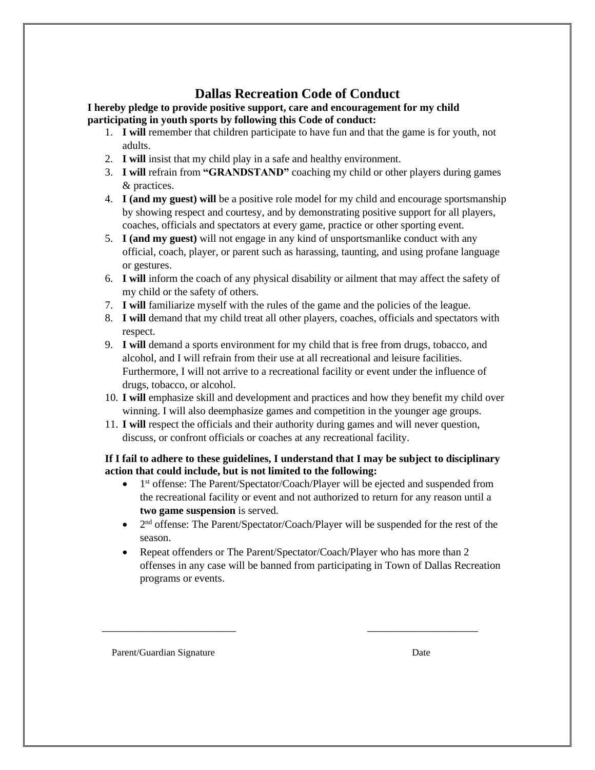# Dallas Recreation Code of Conduct

**I hereby pledge to provide positive support, care and encouragement for my child participating in youth sports by following this Code of conduct:**

1. **I will** remember that children participate to have fun and that the game is for youth, not adults.
2. **I will** insist that my child play in a safe and healthy environment.
3. **I will** refrain from **"GRANDSTAND"** coaching my child or other players during games & practices.
4. **I (and my guest) will** be a positive role model for my child and encourage sportsmanship by showing respect and courtesy, and by demonstrating positive support for all players, coaches, officials and spectators at every game, practice or other sporting event.
5. **I (and my guest)** will not engage in any kind of unsportsmanlike conduct with any official, coach, player, or parent such as harassing, taunting, and using profane language or gestures.
6. **I will** inform the coach of any physical disability or ailment that may affect the safety of my child or the safety of others.
7. **I will** familiarize myself with the rules of the game and the policies of the league.
8. **I will** demand that my child treat all other players, coaches, officials and spectators with respect.
9. **I will** demand a sports environment for my child that is free from drugs, tobacco, and alcohol, and I will refrain from their use at all recreational and leisure facilities. Furthermore, I will not arrive to a recreational facility or event under the influence of drugs, tobacco, or alcohol.
10. **I will** emphasize skill and development and practices and how they benefit my child over winning. I will also deemphasize games and competition in the younger age groups.
11. **I will** respect the officials and their authority during games and will never question, discuss, or confront officials or coaches at any recreational facility.

**If I fail to adhere to these guidelines, I understand that I may be subject to disciplinary action that could include, but is not limited to the following:**

- 1st offense: The Parent/Spectator/Coach/Player will be ejected and suspended from the recreational facility or event and not authorized to return for any reason until a **two game suspension** is served.
- 2nd offense: The Parent/Spectator/Coach/Player will be suspended for the rest of the season.
- Repeat offenders or The Parent/Spectator/Coach/Player who has more than 2 offenses in any case will be banned from participating in Town of Dallas Recreation programs or events.

\_\_\_\_\_\_\_\_\_\_\_\_\_\_\_\_\_\_\_\_\_\_\_\_\_\_ \_\_\_\_\_\_\_\_\_\_\_\_\_\_\_\_\_\_\_\_\_\_

Parent/Guardian Signature Date